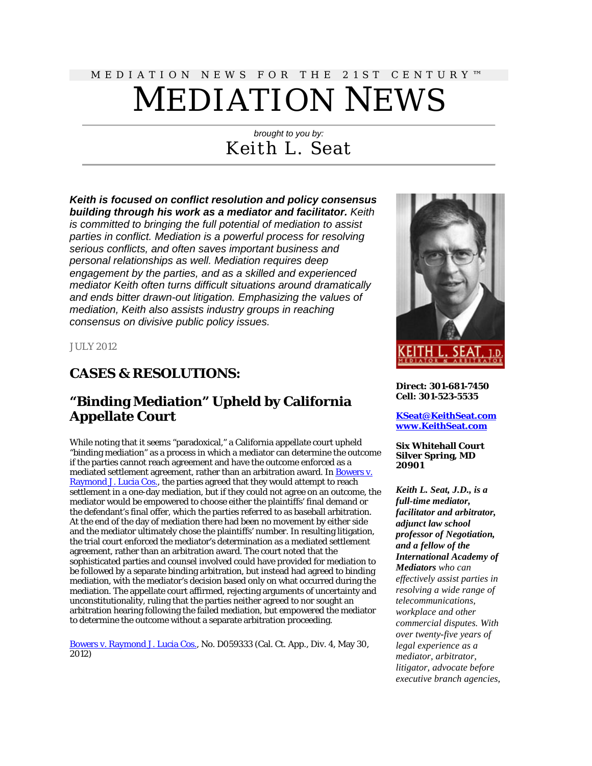MEDIATION NEWS FOR THE 21ST CENTURY™

# MEDIATION NEWS

*brought to you by:*

Keith L. Seat

***Keith is focused on conflict resolution and policy consensus building through his work as a mediator and facilitator.*** *Keith is committed to bringing the full potential of mediation to assist parties in conflict. Mediation is a powerful process for resolving serious conflicts, and often saves important business and personal relationships as well. Mediation requires deep engagement by the parties, and as a skilled and experienced mediator Keith often turns difficult situations around dramatically and ends bitter drawn-out litigation. Emphasizing the values of mediation, Keith also assists industry groups in reaching consensus on divisive public policy issues.*

JULY 2012

## CASES & RESOLUTIONS:

### "Binding Mediation" Upheld by California Appellate Court

While noting that it seems "paradoxical," a California appellate court upheld "binding mediation" as a process in which a mediator can determine the outcome if the parties cannot reach agreement and have the outcome enforced as a mediated settlement agreement, rather than an arbitration award. In Bowers v. Raymond J. Lucia Cos., the parties agreed that they would attempt to reach settlement in a one-day mediation, but if they could not agree on an outcome, the mediator would be empowered to choose either the plaintiffs' final demand or the defendant's final offer, which the parties referred to as baseball arbitration. At the end of the day of mediation there had been no movement by either side and the mediator ultimately chose the plaintiffs' number. In resulting litigation, the trial court enforced the mediator's determination as a mediated settlement agreement, rather than an arbitration award. The court noted that the sophisticated parties and counsel involved could have provided for mediation to be followed by a separate binding arbitration, but instead had agreed to binding mediation, with the mediator's decision based only on what occurred during the mediation. The appellate court affirmed, rejecting arguments of uncertainty and unconstitutionality, ruling that the parties neither agreed to nor sought an arbitration hearing following the failed mediation, but empowered the mediator to determine the outcome without a separate arbitration proceeding.

Bowers v. Raymond J. Lucia Cos., No. D059333 (Cal. Ct. App., Div. 4, May 30, 2012)

KEITH L. SEAT, J.D.
MEDIATOR & ARBITRATOR

**Direct: 301-681-7450**
**Cell: 301-523-5535**

**KSeat@KeithSeat.com**
**www.KeithSeat.com**

**Six Whitehall Court**
**Silver Spring, MD 20901**

***Keith L. Seat, J.D., is a full-time mediator, facilitator and arbitrator, adjunct law school professor of Negotiation, and a fellow of the International Academy of Mediators*** *who can effectively assist parties in resolving a wide range of telecommunications, workplace and other commercial disputes. With over twenty-five years of legal experience as a mediator, arbitrator, litigator, advocate before executive branch agencies,*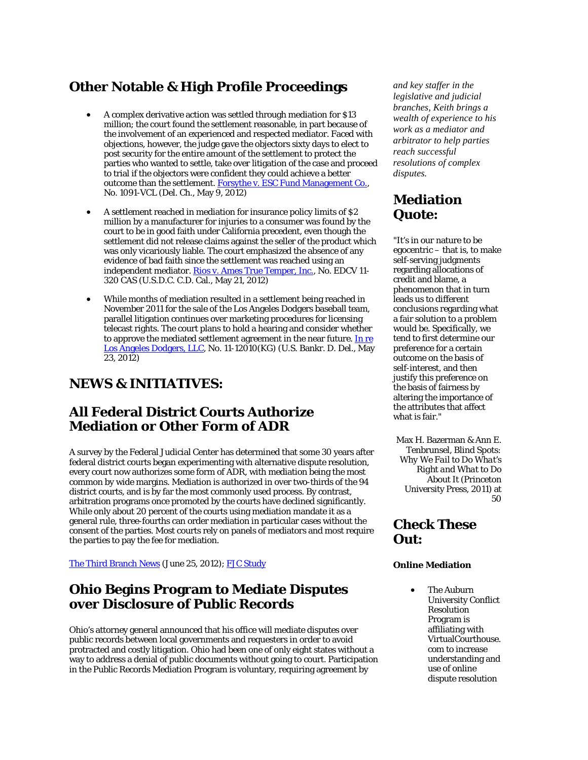## Other Notable & High Profile Proceedings

- A complex derivative action was settled through mediation for $13 million; the court found the settlement reasonable, in part because of the involvement of an experienced and respected mediator. Faced with objections, however, the judge gave the objectors sixty days to elect to post security for the entire amount of the settlement to protect the parties who wanted to settle, take over litigation of the case and proceed to trial if the objectors were confident they could achieve a better outcome than the settlement. Forsythe v. ESC Fund Management Co., No. 1091-VCL (Del. Ch., May 9, 2012)
- A settlement reached in mediation for insurance policy limits of $2 million by a manufacturer for injuries to a consumer was found by the court to be in good faith under California precedent, even though the settlement did not release claims against the seller of the product which was only vicariously liable. The court emphasized the absence of any evidence of bad faith since the settlement was reached using an independent mediator. Rios v. Ames True Temper, Inc., No. EDCV 11-320 CAS (U.S.D.C. C.D. Cal., May 21, 2012)
- While months of mediation resulted in a settlement being reached in November 2011 for the sale of the Los Angeles Dodgers baseball team, parallel litigation continues over marketing procedures for licensing telecast rights. The court plans to hold a hearing and consider whether to approve the mediated settlement agreement in the near future. In re Los Angeles Dodgers, LLC, No. 11-12010(KG) (U.S. Bankr. D. Del., May 23, 2012)

## NEWS & INITIATIVES:

## All Federal District Courts Authorize Mediation or Other Form of ADR

A survey by the Federal Judicial Center has determined that some 30 years after federal district courts began experimenting with alternative dispute resolution, every court now authorizes some form of ADR, with mediation being the most common by wide margins. Mediation is authorized in over two-thirds of the 94 district courts, and is by far the most commonly used process. By contrast, arbitration programs once promoted by the courts have declined significantly. While only about 20 percent of the courts using mediation mandate it as a general rule, three-fourths can order mediation in particular cases without the consent of the parties. Most courts rely on panels of mediators and most require the parties to pay the fee for mediation.

The Third Branch News (June 25, 2012); FJC Study

## Ohio Begins Program to Mediate Disputes over Disclosure of Public Records

Ohio's attorney general announced that his office will mediate disputes over public records between local governments and requesters in order to avoid protracted and costly litigation. Ohio had been one of only eight states without a way to address a denial of public documents without going to court. Participation in the Public Records Mediation Program is voluntary, requiring agreement by

*and key staffer in the legislative and judicial branches, Keith brings a wealth of experience to his work as a mediator and arbitrator to help parties reach successful resolutions of complex disputes.*

## Mediation Quote:

"It's in our nature to be egocentric – that is, to make self-serving judgments regarding allocations of credit and blame, a phenomenon that in turn leads us to different conclusions regarding what a fair solution to a problem would be. Specifically, we tend to first determine our preference for a certain outcome on the basis of self-interest, and then justify this preference on the basis of fairness by altering the importance of the attributes that affect what is fair."

Max H. Bazerman & Ann E. Tenbrunsel, Blind Spots: *Why We Fail to Do What's Right and What to Do About It* (Princeton University Press, 2011) at 50

## Check These Out:

**Online Mediation**

- The Auburn University Conflict Resolution Program is affiliating with VirtualCourthouse.com to increase understanding and use of online dispute resolution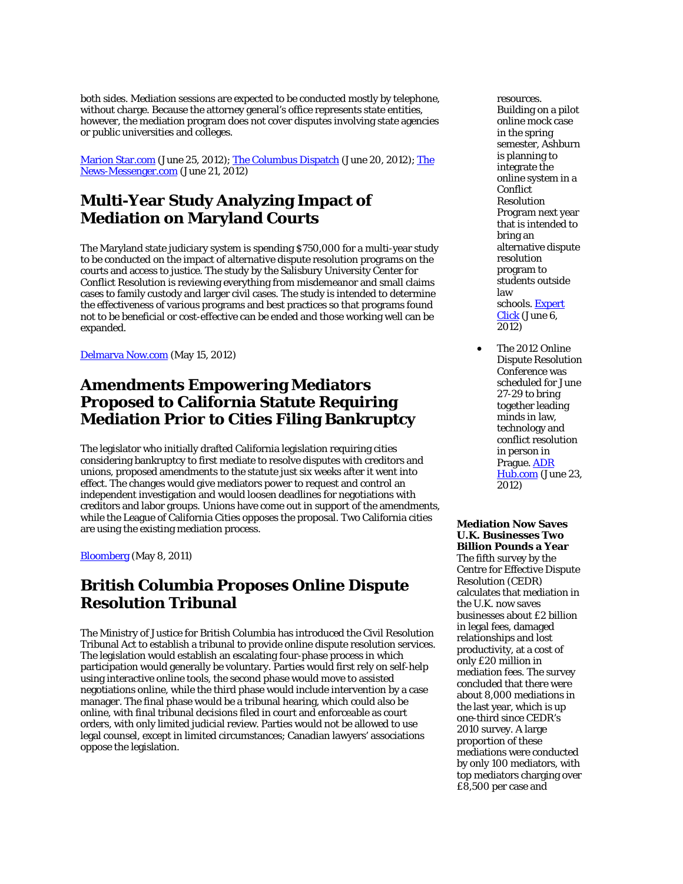both sides. Mediation sessions are expected to be conducted mostly by telephone, without charge. Because the attorney general's office represents state entities, however, the mediation program does not cover disputes involving state agencies or public universities and colleges.

[Marion Star.com](#) (June 25, 2012); [The Columbus Dispatch](#) (June 20, 2012); [The News-Messenger.com](#) (June 21, 2012)

## Multi-Year Study Analyzing Impact of Mediation on Maryland Courts

The Maryland state judiciary system is spending $750,000 for a multi-year study to be conducted on the impact of alternative dispute resolution programs on the courts and access to justice. The study by the Salisbury University Center for Conflict Resolution is reviewing everything from misdemeanor and small claims cases to family custody and larger civil cases. The study is intended to determine the effectiveness of various programs and best practices so that programs found not to be beneficial or cost-effective can be ended and those working well can be expanded.

[Delmarva Now.com](#) (May 15, 2012)

## Amendments Empowering Mediators Proposed to California Statute Requiring Mediation Prior to Cities Filing Bankruptcy

The legislator who initially drafted California legislation requiring cities considering bankruptcy to first mediate to resolve disputes with creditors and unions, proposed amendments to the statute just six weeks after it went into effect. The changes would give mediators power to request and control an independent investigation and would loosen deadlines for negotiations with creditors and labor groups. Unions have come out in support of the amendments, while the League of California Cities opposes the proposal. Two California cities are using the existing mediation process.

[Bloomberg](#) (May 8, 2011)

## British Columbia Proposes Online Dispute Resolution Tribunal

The Ministry of Justice for British Columbia has introduced the Civil Resolution Tribunal Act to establish a tribunal to provide online dispute resolution services. The legislation would establish an escalating four-phase process in which participation would generally be voluntary. Parties would first rely on self-help using interactive online tools, the second phase would move to assisted negotiations online, while the third phase would include intervention by a case manager. The final phase would be a tribunal hearing, which could also be online, with final tribunal decisions filed in court and enforceable as court orders, with only limited judicial review. Parties would not be allowed to use legal counsel, except in limited circumstances; Canadian lawyers' associations oppose the legislation.

resources. Building on a pilot online mock case in the spring semester, Ashburn is planning to integrate the online system in a Conflict Resolution Program next year that is intended to bring an alternative dispute resolution program to students outside law schools. [Expert Click](#) (June 6, 2012)

- The 2012 Online Dispute Resolution Conference was scheduled for June 27-29 to bring together leading minds in law, technology and conflict resolution in person in Prague. [ADR Hub.com](#) (June 23, 2012)

**Mediation Now Saves U.K. Businesses Two Billion Pounds a Year**

The fifth survey by the Centre for Effective Dispute Resolution (CEDR) calculates that mediation in the U.K. now saves businesses about £2 billion in legal fees, damaged relationships and lost productivity, at a cost of only £20 million in mediation fees. The survey concluded that there were about 8,000 mediations in the last year, which is up one-third since CEDR's 2010 survey. A large proportion of these mediations were conducted by only 100 mediators, with top mediators charging over £8,500 per case and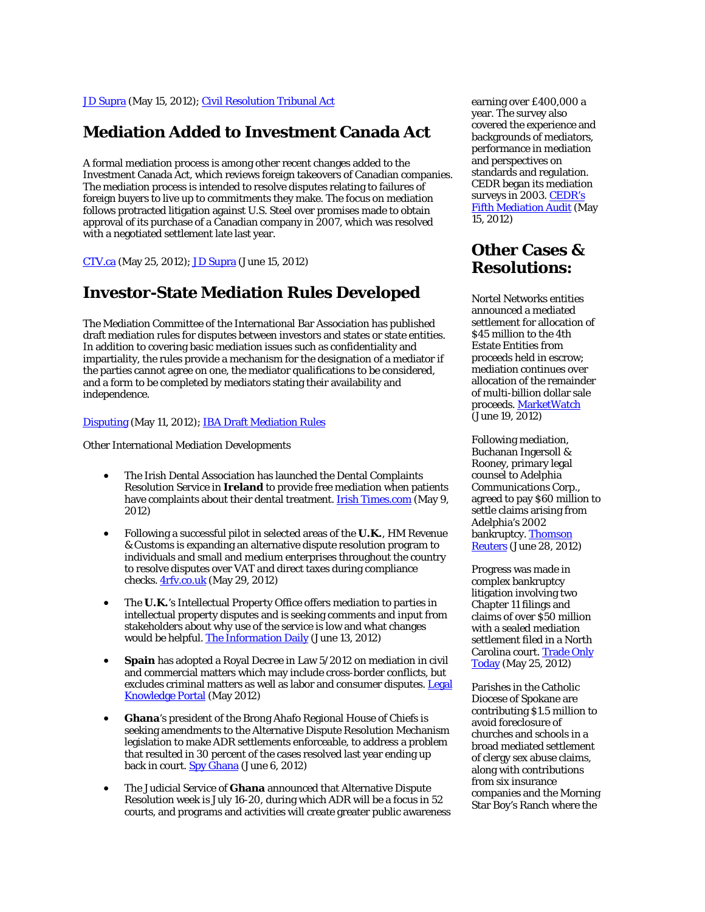JD Supra (May 15, 2012); Civil Resolution Tribunal Act

## Mediation Added to Investment Canada Act

A formal mediation process is among other recent changes added to the Investment Canada Act, which reviews foreign takeovers of Canadian companies. The mediation process is intended to resolve disputes relating to failures of foreign buyers to live up to commitments they make. The focus on mediation follows protracted litigation against U.S. Steel over promises made to obtain approval of its purchase of a Canadian company in 2007, which was resolved with a negotiated settlement late last year.

CTV.ca (May 25, 2012); JD Supra (June 15, 2012)

## Investor-State Mediation Rules Developed

The Mediation Committee of the International Bar Association has published draft mediation rules for disputes between investors and states or state entities. In addition to covering basic mediation issues such as confidentiality and impartiality, the rules provide a mechanism for the designation of a mediator if the parties cannot agree on one, the mediator qualifications to be considered, and a form to be completed by mediators stating their availability and independence.

Disputing (May 11, 2012); IBA Draft Mediation Rules

Other International Mediation Developments

- The Irish Dental Association has launched the Dental Complaints Resolution Service in **Ireland** to provide free mediation when patients have complaints about their dental treatment. Irish Times.com (May 9, 2012)
- Following a successful pilot in selected areas of the **U.K.**, HM Revenue & Customs is expanding an alternative dispute resolution program to individuals and small and medium enterprises throughout the country to resolve disputes over VAT and direct taxes during compliance checks. 4rfv.co.uk (May 29, 2012)
- The **U.K.**'s Intellectual Property Office offers mediation to parties in intellectual property disputes and is seeking comments and input from stakeholders about why use of the service is low and what changes would be helpful. The Information Daily (June 13, 2012)
- **Spain** has adopted a Royal Decree in Law 5/2012 on mediation in civil and commercial matters which may include cross-border conflicts, but excludes criminal matters as well as labor and consumer disputes. Legal Knowledge Portal (May 2012)
- **Ghana**'s president of the Brong Ahafo Regional House of Chiefs is seeking amendments to the Alternative Dispute Resolution Mechanism legislation to make ADR settlements enforceable, to address a problem that resulted in 30 percent of the cases resolved last year ending up back in court. Spy Ghana (June 6, 2012)
- The Judicial Service of **Ghana** announced that Alternative Dispute Resolution week is July 16-20, during which ADR will be a focus in 52 courts, and programs and activities will create greater public awareness

earning over £400,000 a year. The survey also covered the experience and backgrounds of mediators, performance in mediation and perspectives on standards and regulation. CEDR began its mediation surveys in 2003. CEDR's Fifth Mediation Audit (May 15, 2012)

## Other Cases & Resolutions:

Nortel Networks entities announced a mediated settlement for allocation of $45 million to the 4th Estate Entities from proceeds held in escrow; mediation continues over allocation of the remainder of multi-billion dollar sale proceeds. MarketWatch (June 19, 2012)

Following mediation, Buchanan Ingersoll & Rooney, primary legal counsel to Adelphia Communications Corp., agreed to pay $60 million to settle claims arising from Adelphia's 2002 bankruptcy. Thomson Reuters (June 28, 2012)

Progress was made in complex bankruptcy litigation involving two Chapter 11 filings and claims of over $50 million with a sealed mediation settlement filed in a North Carolina court. Trade Only Today (May 25, 2012)

Parishes in the Catholic Diocese of Spokane are contributing $1.5 million to avoid foreclosure of churches and schools in a broad mediated settlement of clergy sex abuse claims, along with contributions from six insurance companies and the Morning Star Boy's Ranch where the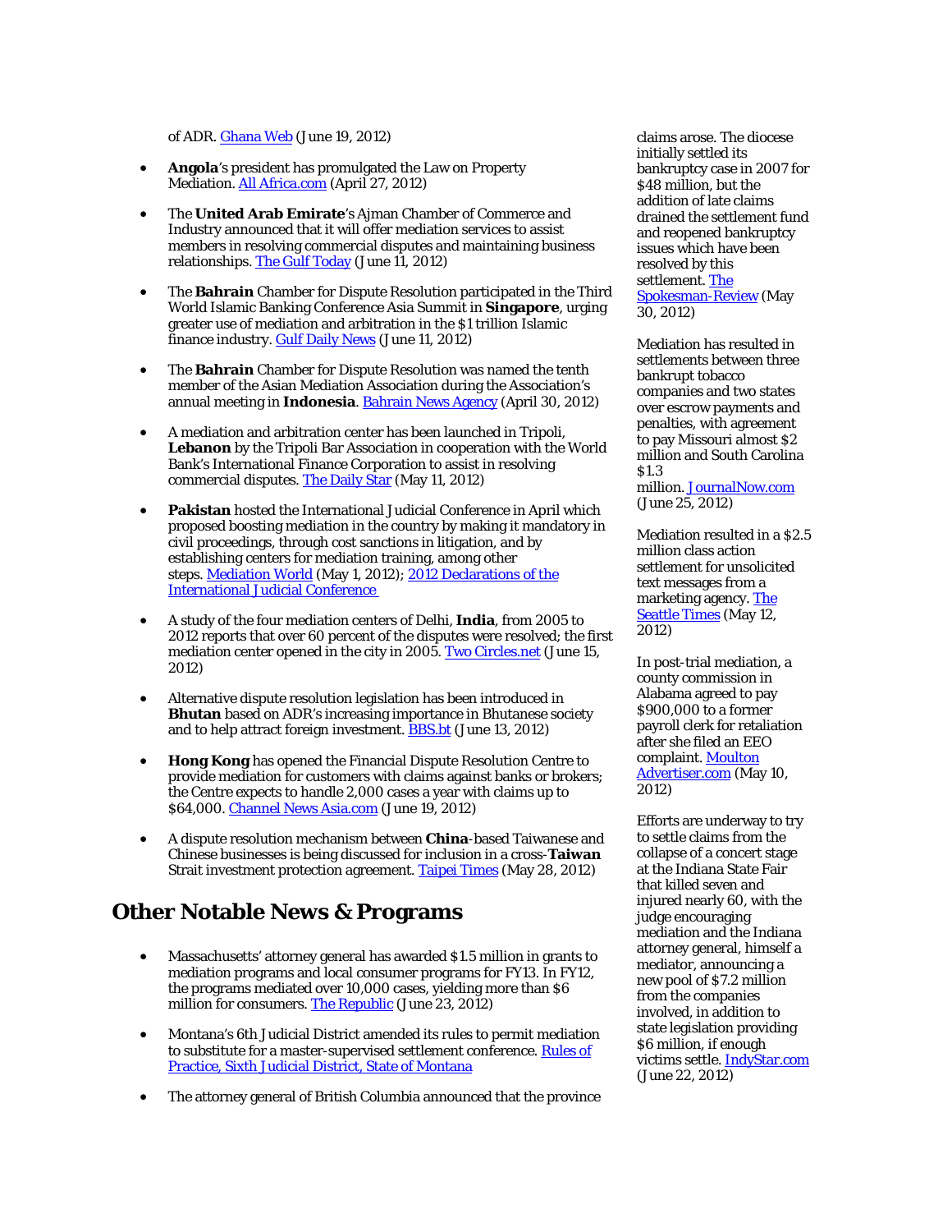of ADR. [Ghana Web](#) (June 19, 2012)

- **Angola**'s president has promulgated the Law on Property Mediation. [All Africa.com](#) (April 27, 2012)

- The **United Arab Emirate**'s Ajman Chamber of Commerce and Industry announced that it will offer mediation services to assist members in resolving commercial disputes and maintaining business relationships. [The Gulf Today](#) (June 11, 2012)

- The **Bahrain** Chamber for Dispute Resolution participated in the Third World Islamic Banking Conference Asia Summit in **Singapore**, urging greater use of mediation and arbitration in the $1 trillion Islamic finance industry. [Gulf Daily News](#) (June 11, 2012)

- The **Bahrain** Chamber for Dispute Resolution was named the tenth member of the Asian Mediation Association during the Association's annual meeting in **Indonesia**. [Bahrain News Agency](#) (April 30, 2012)

- A mediation and arbitration center has been launched in Tripoli, **Lebanon** by the Tripoli Bar Association in cooperation with the World Bank's International Finance Corporation to assist in resolving commercial disputes. [The Daily Star](#) (May 11, 2012)

- **Pakistan** hosted the International Judicial Conference in April which proposed boosting mediation in the country by making it mandatory in civil proceedings, through cost sanctions in litigation, and by establishing centers for mediation training, among other steps. [Mediation World](#) (May 1, 2012); [2012 Declarations of the International Judicial Conference](#)

- A study of the four mediation centers of Delhi, **India**, from 2005 to 2012 reports that over 60 percent of the disputes were resolved; the first mediation center opened in the city in 2005. [Two Circles.net](#) (June 15, 2012)

- Alternative dispute resolution legislation has been introduced in **Bhutan** based on ADR's increasing importance in Bhutanese society and to help attract foreign investment. [BBS.bt](#) (June 13, 2012)

- **Hong Kong** has opened the Financial Dispute Resolution Centre to provide mediation for customers with claims against banks or brokers; the Centre expects to handle 2,000 cases a year with claims up to $64,000. [Channel News Asia.com](#) (June 19, 2012)

- A dispute resolution mechanism between **China**-based Taiwanese and Chinese businesses is being discussed for inclusion in a cross-**Taiwan** Strait investment protection agreement. [Taipei Times](#) (May 28, 2012)

## Other Notable News & Programs

- Massachusetts' attorney general has awarded $1.5 million in grants to mediation programs and local consumer programs for FY13. In FY12, the programs mediated over 10,000 cases, yielding more than $6 million for consumers. [The Republic](#) (June 23, 2012)

- Montana's 6th Judicial District amended its rules to permit mediation to substitute for a master-supervised settlement conference. [Rules of Practice, Sixth Judicial District, State of Montana](#)

- The attorney general of British Columbia announced that the province

claims arose. The diocese initially settled its bankruptcy case in 2007 for $48 million, but the addition of late claims drained the settlement fund and reopened bankruptcy issues which have been resolved by this settlement. [The Spokesman-Review](#) (May 30, 2012)

Mediation has resulted in settlements between three bankrupt tobacco companies and two states over escrow payments and penalties, with agreement to pay Missouri almost $2 million and South Carolina $1.3 million. [JournalNow.com](#) (June 25, 2012)

Mediation resulted in a $2.5 million class action settlement for unsolicited text messages from a marketing agency. [The Seattle Times](#) (May 12, 2012)

In post-trial mediation, a county commission in Alabama agreed to pay $900,000 to a former payroll clerk for retaliation after she filed an EEO complaint. [Moulton Advertiser.com](#) (May 10, 2012)

Efforts are underway to try to settle claims from the collapse of a concert stage at the Indiana State Fair that killed seven and injured nearly 60, with the judge encouraging mediation and the Indiana attorney general, himself a mediator, announcing a new pool of $7.2 million from the companies involved, in addition to state legislation providing $6 million, if enough victims settle. [IndyStar.com](#) (June 22, 2012)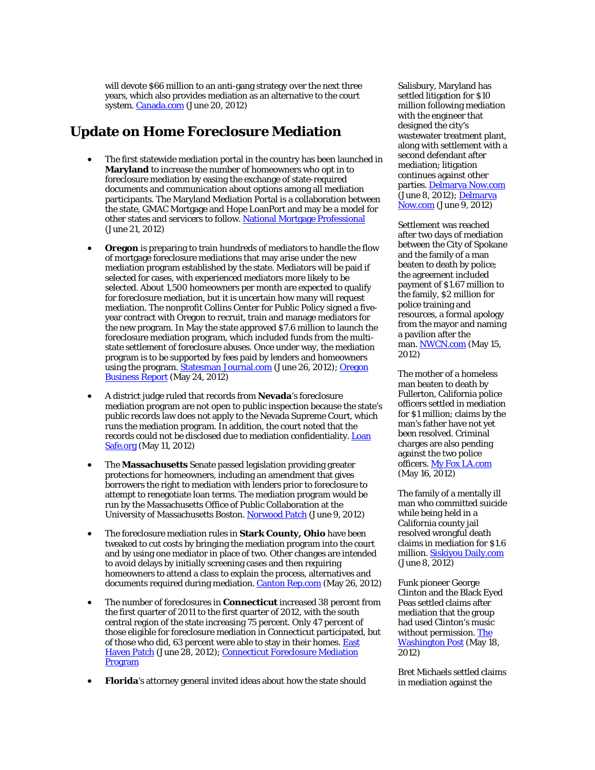will devote $66 million to an anti-gang strategy over the next three years, which also provides mediation as an alternative to the court system. [Canada.com](#) (June 20, 2012)

## Update on Home Foreclosure Mediation

- The first statewide mediation portal in the country has been launched in **Maryland** to increase the number of homeowners who opt in to foreclosure mediation by easing the exchange of state-required documents and communication about options among all mediation participants. The Maryland Mediation Portal is a collaboration between the state, GMAC Mortgage and Hope LoanPort and may be a model for other states and servicers to follow. [National Mortgage Professional](#) (June 21, 2012)

- **Oregon** is preparing to train hundreds of mediators to handle the flow of mortgage foreclosure mediations that may arise under the new mediation program established by the state. Mediators will be paid if selected for cases, with experienced mediators more likely to be selected. About 1,500 homeowners per month are expected to qualify for foreclosure mediation, but it is uncertain how many will request mediation. The nonprofit Collins Center for Public Policy signed a five-year contract with Oregon to recruit, train and manage mediators for the new program. In May the state approved $7.6 million to launch the foreclosure mediation program, which included funds from the multi-state settlement of foreclosure abuses. Once under way, the mediation program is to be supported by fees paid by lenders and homeowners using the program. [Statesman Journal.com](#) (June 26, 2012); [Oregon Business Report](#) (May 24, 2012)

- A district judge ruled that records from **Nevada**'s foreclosure mediation program are not open to public inspection because the state's public records law does not apply to the Nevada Supreme Court, which runs the mediation program. In addition, the court noted that the records could not be disclosed due to mediation confidentiality. [Loan Safe.org](#) (May 11, 2012)

- The **Massachusetts** Senate passed legislation providing greater protections for homeowners, including an amendment that gives borrowers the right to mediation with lenders prior to foreclosure to attempt to renegotiate loan terms. The mediation program would be run by the Massachusetts Office of Public Collaboration at the University of Massachusetts Boston. [Norwood Patch](#) (June 9, 2012)

- The foreclosure mediation rules in **Stark County, Ohio** have been tweaked to cut costs by bringing the mediation program into the court and by using one mediator in place of two. Other changes are intended to avoid delays by initially screening cases and then requiring homeowners to attend a class to explain the process, alternatives and documents required during mediation. [Canton Rep.com](#) (May 26, 2012)

- The number of foreclosures in **Connecticut** increased 38 percent from the first quarter of 2011 to the first quarter of 2012, with the south central region of the state increasing 75 percent. Only 47 percent of those eligible for foreclosure mediation in Connecticut participated, but of those who did, 63 percent were able to stay in their homes. [East Haven Patch](#) (June 28, 2012); [Connecticut Foreclosure Mediation Program](#)

- **Florida**'s attorney general invited ideas about how the state should

Salisbury, Maryland has settled litigation for $10 million following mediation with the engineer that designed the city's wastewater treatment plant, along with settlement with a second defendant after mediation; litigation continues against other parties. [Delmarva Now.com](#) (June 8, 2012); [Delmarva Now.com](#) (June 9, 2012)

Settlement was reached after two days of mediation between the City of Spokane and the family of a man beaten to death by police; the agreement included payment of $1.67 million to the family, $2 million for police training and resources, a formal apology from the mayor and naming a pavilion after the man. [NWCN.com](#) (May 15, 2012)

The mother of a homeless man beaten to death by Fullerton, California police officers settled in mediation for $1 million; claims by the man's father have not yet been resolved. Criminal charges are also pending against the two police officers. [My Fox LA.com](#) (May 16, 2012)

The family of a mentally ill man who committed suicide while being held in a California county jail resolved wrongful death claims in mediation for $1.6 million. [Siskiyou Daily.com](#) (June 8, 2012)

Funk pioneer George Clinton and the Black Eyed Peas settled claims after mediation that the group had used Clinton's music without permission. [The Washington Post](#) (May 18, 2012)

Bret Michaels settled claims in mediation against the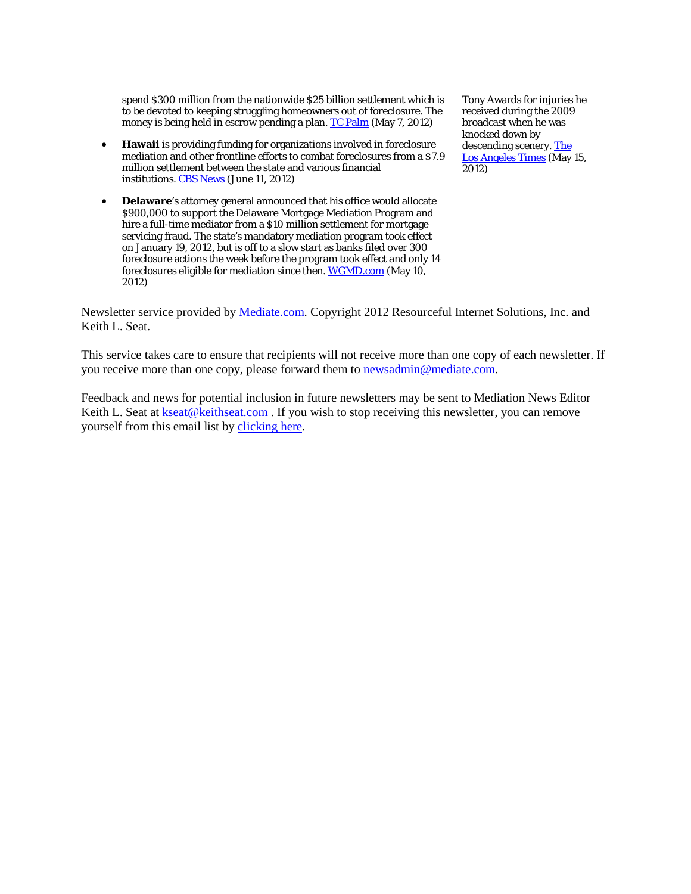spend $300 million from the nationwide $25 billion settlement which is to be devoted to keeping struggling homeowners out of foreclosure. The money is being held in escrow pending a plan. TC Palm (May 7, 2012)

- **Hawaii** is providing funding for organizations involved in foreclosure mediation and other frontline efforts to combat foreclosures from a $7.9 million settlement between the state and various financial institutions. CBS News (June 11, 2012)

- **Delaware**'s attorney general announced that his office would allocate $900,000 to support the Delaware Mortgage Mediation Program and hire a full-time mediator from a $10 million settlement for mortgage servicing fraud. The state's mandatory mediation program took effect on January 19, 2012, but is off to a slow start as banks filed over 300 foreclosure actions the week before the program took effect and only 14 foreclosures eligible for mediation since then. WGMD.com (May 10, 2012)

Tony Awards for injuries he received during the 2009 broadcast when he was knocked down by descending scenery. The Los Angeles Times (May 15, 2012)

Newsletter service provided by Mediate.com. Copyright 2012 Resourceful Internet Solutions, Inc. and Keith L. Seat.

This service takes care to ensure that recipients will not receive more than one copy of each newsletter. If you receive more than one copy, please forward them to newsadmin@mediate.com.

Feedback and news for potential inclusion in future newsletters may be sent to Mediation News Editor Keith L. Seat at kseat@keithseat.com . If you wish to stop receiving this newsletter, you can remove yourself from this email list by clicking here.